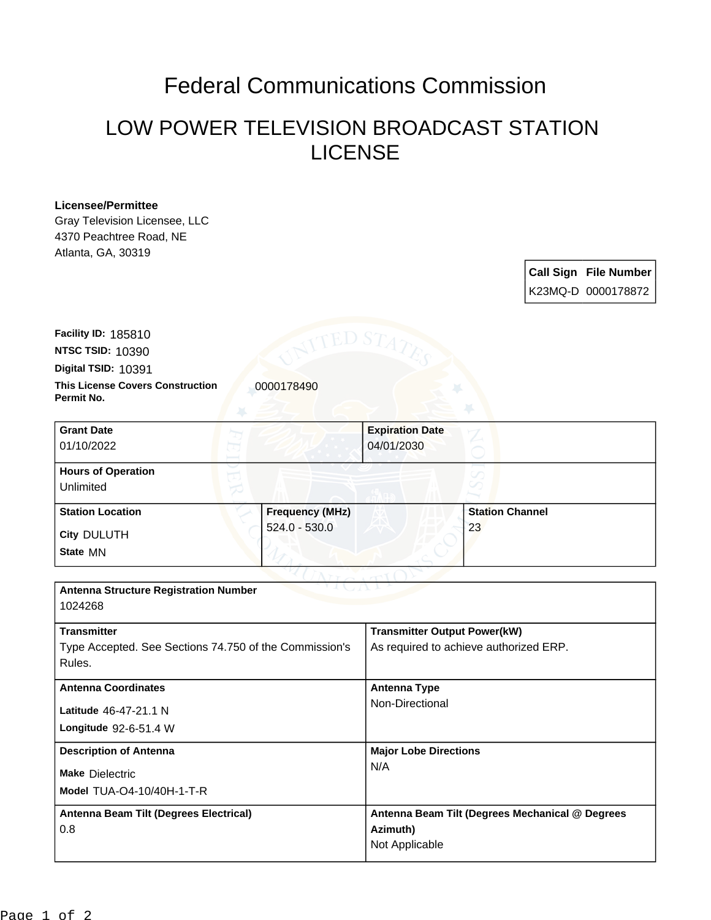# Federal Communications Commission

## LOW POWER TELEVISION BROADCAST STATION LICENSE

**Licensee/Permittee**
Gray Television Licensee, LLC
4370 Peachtree Road, NE
Atlanta, GA, 30319

| Call Sign | File Number |
| --- | --- |
| K23MQ-D | 0000178872 |

**Facility ID:** 185810
**NTSC TSID:** 10390
**Digital TSID:** 10391
**This License Covers Construction Permit No.** 0000178490

| Grant Date | Expiration Date | |
| --- | --- | --- |
| 01/10/2022 | 04/01/2030 | |
| **Hours of Operation** Unlimited | | |
| **Station Location** | **Frequency (MHz)** | **Station Channel** |
| City DULUTH<br>State MN | 524.0 - 530.0 | 23 |

| Antenna Structure Registration Number | |
| --- | --- |
| 1024268 | |
| **Transmitter**<br>Type Accepted. See Sections 74.750 of the Commission's Rules. | **Transmitter Output Power(kW)**<br>As required to achieve authorized ERP. |
| **Antenna Coordinates**<br>Latitude 46-47-21.1 N<br>Longitude 92-6-51.4 W | **Antenna Type**<br>Non-Directional |
| **Description of Antenna**<br>Make Dielectric<br>Model TUA-O4-10/40H-1-T-R | **Major Lobe Directions**<br>N/A |
| **Antenna Beam Tilt (Degrees Electrical)**<br>0.8 | **Antenna Beam Tilt (Degrees Mechanical @ Degrees Azimuth)**<br>Not Applicable |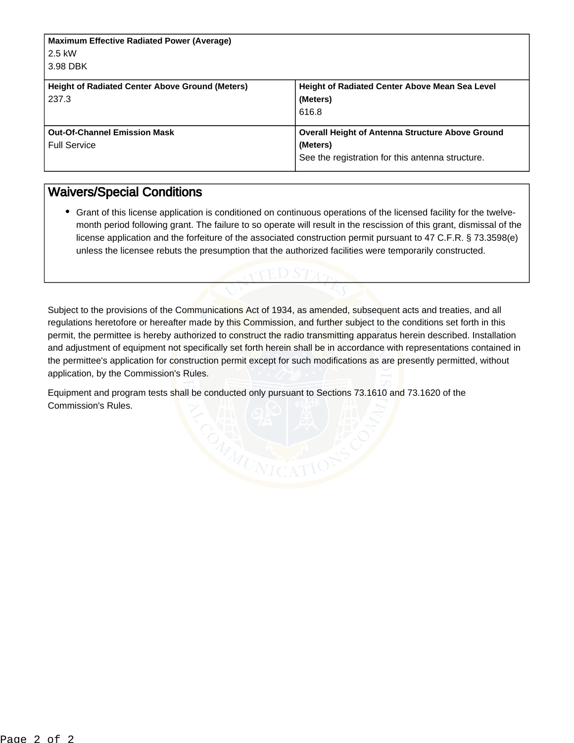| | |
|---|---|
| **Maximum Effective Radiated Power (Average)**<br>2.5 kW<br>3.98 DBK | |
| **Height of Radiated Center Above Ground (Meters)**<br>237.3 | **Height of Radiated Center Above Mean Sea Level (Meters)**<br>616.8 |
| **Out-Of-Channel Emission Mask**<br>Full Service | **Overall Height of Antenna Structure Above Ground (Meters)**<br>See the registration for this antenna structure. |

## Waivers/Special Conditions

- Grant of this license application is conditioned on continuous operations of the licensed facility for the twelve-month period following grant. The failure to so operate will result in the rescission of this grant, dismissal of the license application and the forfeiture of the associated construction permit pursuant to 47 C.F.R. § 73.3598(e) unless the licensee rebuts the presumption that the authorized facilities were temporarily constructed.

Subject to the provisions of the Communications Act of 1934, as amended, subsequent acts and treaties, and all regulations heretofore or hereafter made by this Commission, and further subject to the conditions set forth in this permit, the permittee is hereby authorized to construct the radio transmitting apparatus herein described. Installation and adjustment of equipment not specifically set forth herein shall be in accordance with representations contained in the permittee's application for construction permit except for such modifications as are presently permitted, without application, by the Commission's Rules.

Equipment and program tests shall be conducted only pursuant to Sections 73.1610 and 73.1620 of the Commission's Rules.